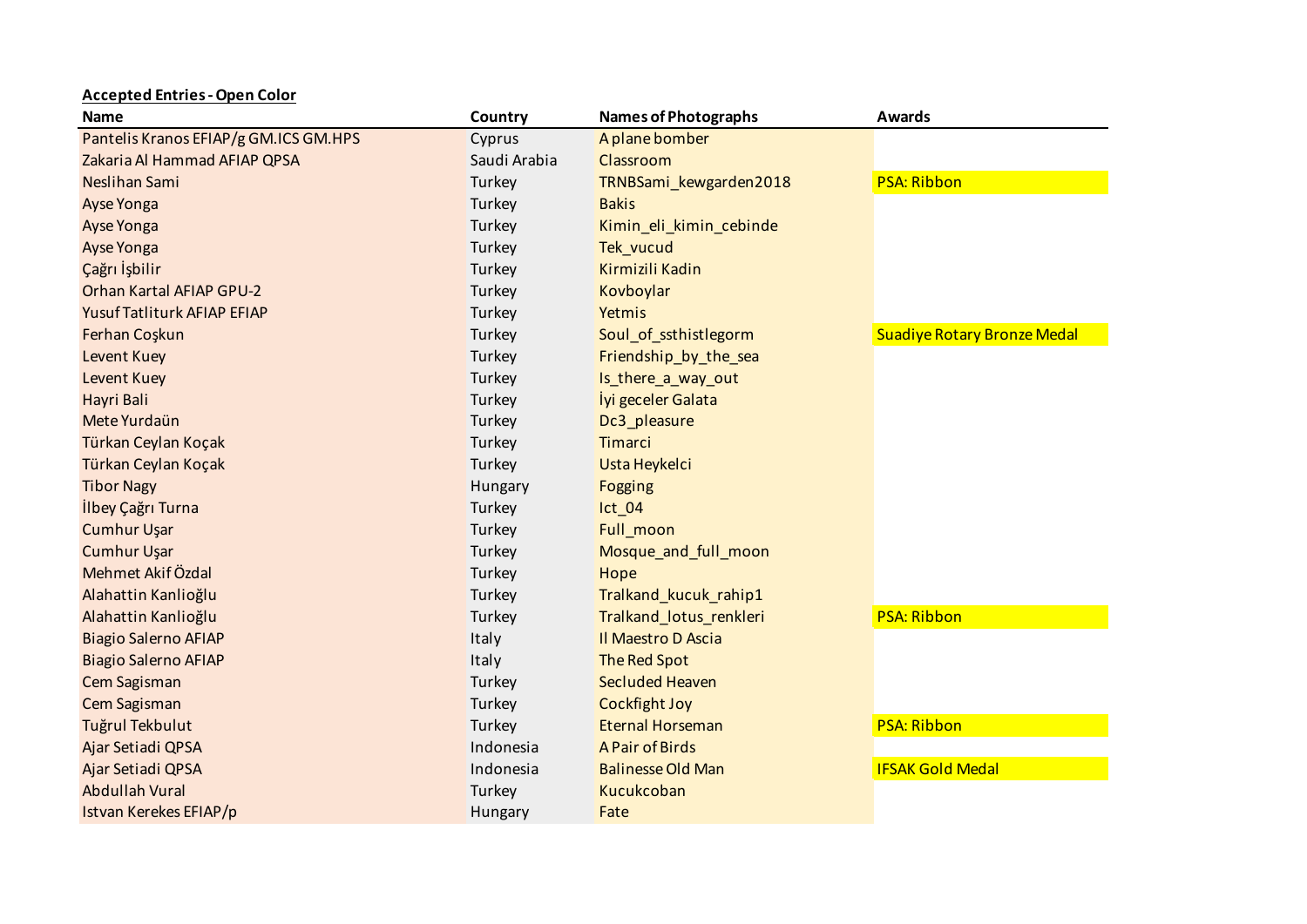**Accepted Entries - Open Color**

| Name | Country | Names of Photographs | Awards |
|---|---|---|---|
| Pantelis Kranos EFIAP/g GM.ICS GM.HPS | Cyprus | A plane bomber | |
| Zakaria Al Hammad AFIAP QPSA | Saudi Arabia | Classroom | |
| Neslihan Sami | Turkey | TRNBSami_kewgarden2018 | PSA: Ribbon |
| Ayse Yonga | Turkey | Bakis | |
| Ayse Yonga | Turkey | Kimin_eli_kimin_cebinde | |
| Ayse Yonga | Turkey | Tek_vucud | |
| Çağrı İşbilir | Turkey | Kirmizili Kadin | |
| Orhan Kartal AFIAP GPU-2 | Turkey | Kovboylar | |
| Yusuf Tatliturk AFIAP EFIAP | Turkey | Yetmis | |
| Ferhan Coşkun | Turkey | Soul_of_ssthistlegorm | Suadiye Rotary Bronze Medal |
| Levent Kuey | Turkey | Friendship_by_the_sea | |
| Levent Kuey | Turkey | Is_there_a_way_out | |
| Hayri Bali | Turkey | İyi geceler Galata | |
| Mete Yurdaün | Turkey | Dc3_pleasure | |
| Türkan Ceylan Koçak | Turkey | Timarci | |
| Türkan Ceylan Koçak | Turkey | Usta Heykelci | |
| Tibor Nagy | Hungary | Fogging | |
| İlbey Çağrı Turna | Turkey | Ict_04 | |
| Cumhur Uşar | Turkey | Full_moon | |
| Cumhur Uşar | Turkey | Mosque_and_full_moon | |
| Mehmet Akif Özdal | Turkey | Hope | |
| Alahattin Kanlioğlu | Turkey | Tralkand_kucuk_rahip1 | |
| Alahattin Kanlioğlu | Turkey | Tralkand_lotus_renkleri | PSA: Ribbon |
| Biagio Salerno AFIAP | Italy | Il Maestro D Ascia | |
| Biagio Salerno AFIAP | Italy | The Red Spot | |
| Cem Sagisman | Turkey | Secluded Heaven | |
| Cem Sagisman | Turkey | Cockfight Joy | |
| Tuğrul Tekbulut | Turkey | Eternal Horseman | PSA: Ribbon |
| Ajar Setiadi QPSA | Indonesia | A Pair of Birds | |
| Ajar Setiadi QPSA | Indonesia | Balinesse Old Man | IFSAK Gold Medal |
| Abdullah Vural | Turkey | Kucukcoban | |
| Istvan Kerekes EFIAP/p | Hungary | Fate | |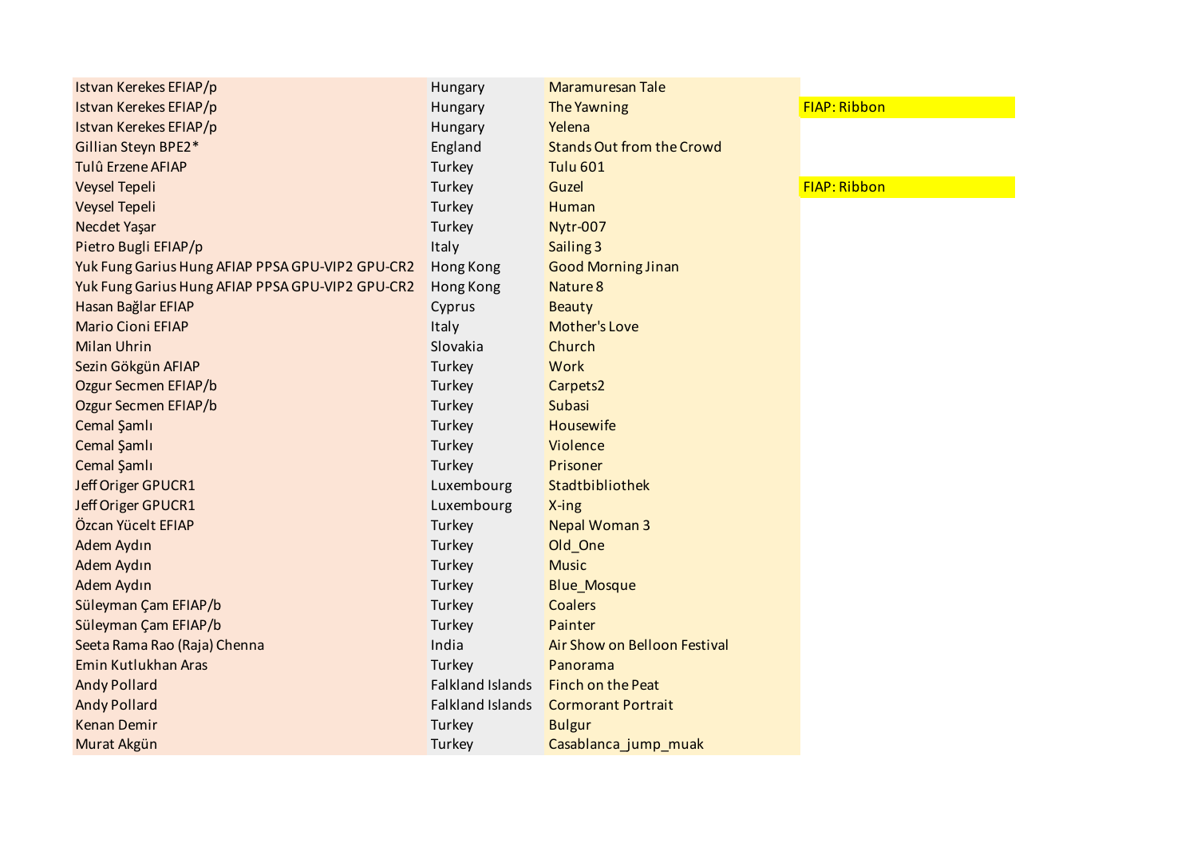| | | | |
|---|---|---|---|
| Istvan Kerekes EFIAP/p | Hungary | Maramuresan Tale | |
| Istvan Kerekes EFIAP/p | Hungary | The Yawning | FIAP: Ribbon |
| Istvan Kerekes EFIAP/p | Hungary | Yelena | |
| Gillian Steyn BPE2* | England | Stands Out from the Crowd | |
| Tulû Erzene AFIAP | Turkey | Tulu 601 | |
| Veysel Tepeli | Turkey | Guzel | FIAP: Ribbon |
| Veysel Tepeli | Turkey | Human | |
| Necdet Yaşar | Turkey | Nytr-007 | |
| Pietro Bugli EFIAP/p | Italy | Sailing 3 | |
| Yuk Fung Garius Hung AFIAP PPSA GPU-VIP2 GPU-CR2 | Hong Kong | Good Morning Jinan | |
| Yuk Fung Garius Hung AFIAP PPSA GPU-VIP2 GPU-CR2 | Hong Kong | Nature 8 | |
| Hasan Bağlar EFIAP | Cyprus | Beauty | |
| Mario Cioni EFIAP | Italy | Mother's Love | |
| Milan Uhrin | Slovakia | Church | |
| Sezin Gökgün AFIAP | Turkey | Work | |
| Ozgur Secmen EFIAP/b | Turkey | Carpets2 | |
| Ozgur Secmen EFIAP/b | Turkey | Subasi | |
| Cemal Şamlı | Turkey | Housewife | |
| Cemal Şamlı | Turkey | Violence | |
| Cemal Şamlı | Turkey | Prisoner | |
| Jeff Origer GPUCR1 | Luxembourg | Stadtbibliothek | |
| Jeff Origer GPUCR1 | Luxembourg | X-ing | |
| Özcan Yücelt EFIAP | Turkey | Nepal Woman 3 | |
| Adem Aydın | Turkey | Old_One | |
| Adem Aydın | Turkey | Music | |
| Adem Aydın | Turkey | Blue_Mosque | |
| Süleyman Çam EFIAP/b | Turkey | Coalers | |
| Süleyman Çam EFIAP/b | Turkey | Painter | |
| Seeta Rama Rao (Raja) Chenna | India | Air Show on Belloon Festival | |
| Emin Kutlukhan Aras | Turkey | Panorama | |
| Andy Pollard | Falkland Islands | Finch on the Peat | |
| Andy Pollard | Falkland Islands | Cormorant Portrait | |
| Kenan Demir | Turkey | Bulgur | |
| Murat Akgün | Turkey | Casablanca_jump_muak | |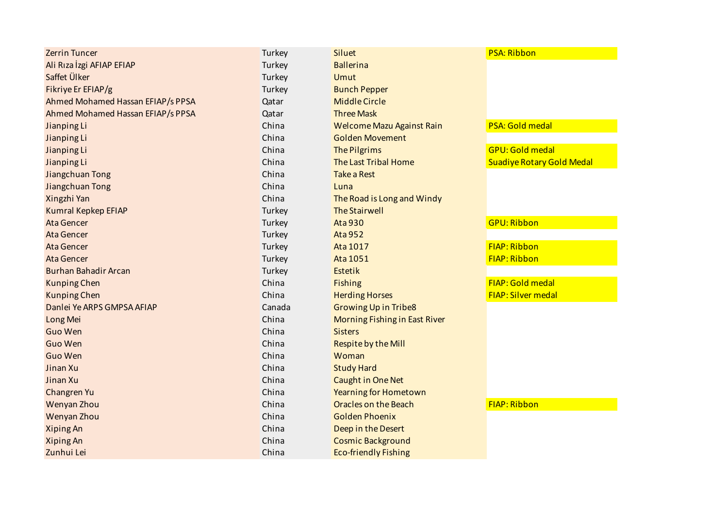| | | | |
|---|---|---|---|
| Zerrin Tuncer | Turkey | Siluet | PSA: Ribbon |
| Ali Rıza İzgi AFIAP EFIAP | Turkey | Ballerina | |
| Saffet Ülker | Turkey | Umut | |
| Fikriye Er EFIAP/g | Turkey | Bunch Pepper | |
| Ahmed Mohamed Hassan EFIAP/s PPSA | Qatar | Middle Circle | |
| Ahmed Mohamed Hassan EFIAP/s PPSA | Qatar | Three Mask | |
| Jianping Li | China | Welcome Mazu Against Rain | PSA: Gold medal |
| Jianping Li | China | Golden Movement | |
| Jianping Li | China | The Pilgrims | GPU: Gold medal |
| Jianping Li | China | The Last Tribal Home | Suadiye Rotary Gold Medal |
| Jiangchuan Tong | China | Take a Rest | |
| Jiangchuan Tong | China | Luna | |
| Xingzhi Yan | China | The Road is Long and Windy | |
| Kumral Kepkep EFIAP | Turkey | The Stairwell | |
| Ata Gencer | Turkey | Ata 930 | GPU: Ribbon |
| Ata Gencer | Turkey | Ata 952 | |
| Ata Gencer | Turkey | Ata 1017 | FIAP: Ribbon |
| Ata Gencer | Turkey | Ata 1051 | FIAP: Ribbon |
| Burhan Bahadir Arcan | Turkey | Estetik | |
| Kunping Chen | China | Fishing | FIAP: Gold medal |
| Kunping Chen | China | Herding Horses | FIAP: Silver medal |
| Danlei Ye ARPS GMPSA AFIAP | Canada | Growing Up in Tribe8 | |
| Long Mei | China | Morning Fishing in East River | |
| Guo Wen | China | Sisters | |
| Guo Wen | China | Respite by the Mill | |
| Guo Wen | China | Woman | |
| Jinan Xu | China | Study Hard | |
| Jinan Xu | China | Caught in One Net | |
| Changren Yu | China | Yearning for Hometown | |
| Wenyan Zhou | China | Oracles on the Beach | FIAP: Ribbon |
| Wenyan Zhou | China | Golden Phoenix | |
| Xiping An | China | Deep in the Desert | |
| Xiping An | China | Cosmic Background | |
| Zunhui Lei | China | Eco-friendly Fishing | |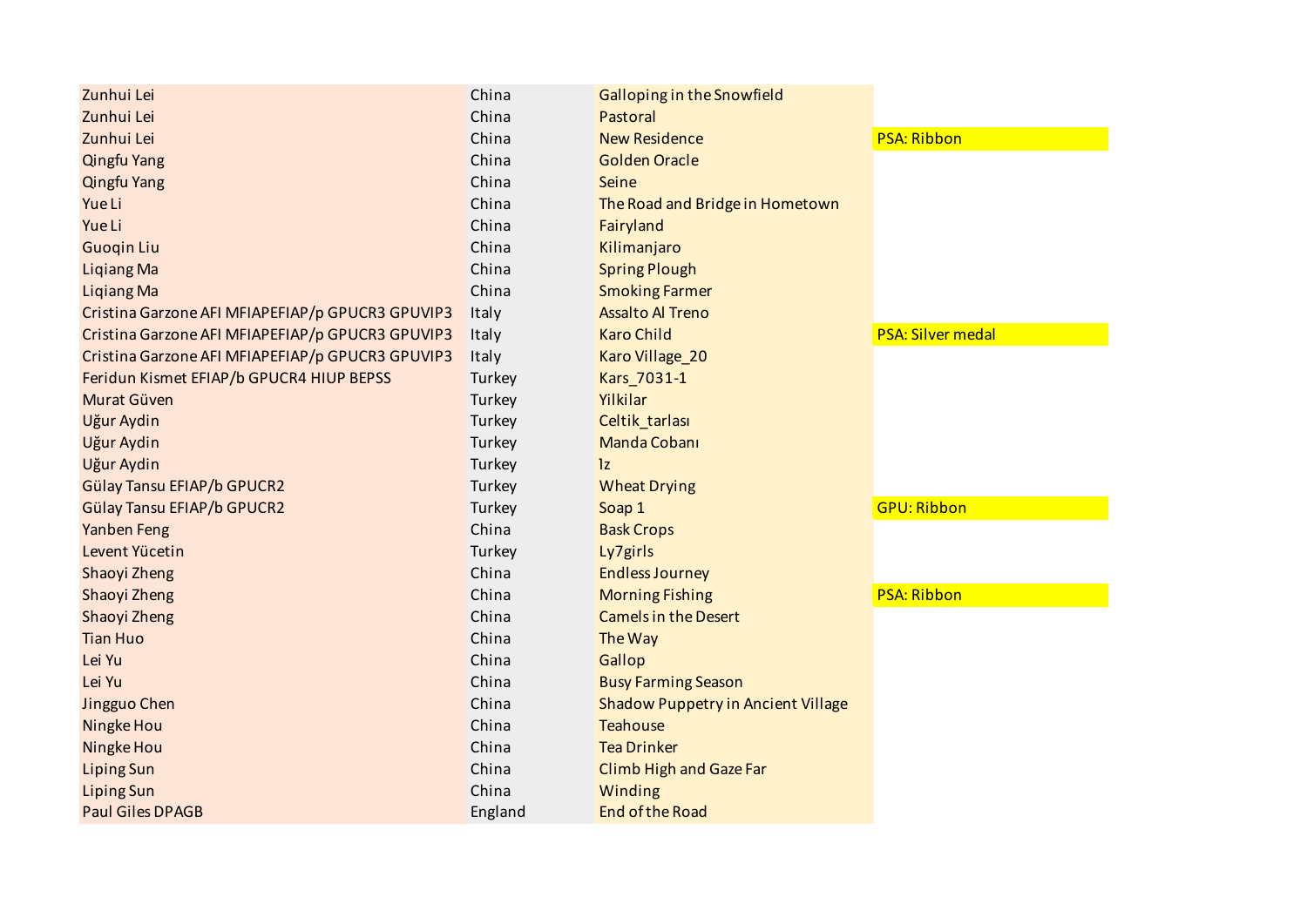| | | | |
|---|---|---|---|
| Zunhui Lei | China | Galloping in the Snowfield | |
| Zunhui Lei | China | Pastoral | |
| Zunhui Lei | China | New Residence | PSA: Ribbon |
| Qingfu Yang | China | Golden Oracle | |
| Qingfu Yang | China | Seine | |
| Yue Li | China | The Road and Bridge in Hometown | |
| Yue Li | China | Fairyland | |
| Guoqin Liu | China | Kilimanjaro | |
| Liqiang Ma | China | Spring Plough | |
| Liqiang Ma | China | Smoking Farmer | |
| Cristina Garzone AFI MFIAPEFIAP/p GPUCR3 GPUVIP3 | Italy | Assalto Al Treno | |
| Cristina Garzone AFI MFIAPEFIAP/p GPUCR3 GPUVIP3 | Italy | Karo Child | PSA: Silver medal |
| Cristina Garzone AFI MFIAPEFIAP/p GPUCR3 GPUVIP3 | Italy | Karo Village_20 | |
| Feridun Kismet EFIAP/b GPUCR4 HIUP BEPSS | Turkey | Kars_7031-1 | |
| Murat Güven | Turkey | Yilkilar | |
| Uğur Aydin | Turkey | Celtik_tarlası | |
| Uğur Aydin | Turkey | Manda Cobanı | |
| Uğur Aydin | Turkey | 1z | |
| Gülay Tansu EFIAP/b GPUCR2 | Turkey | Wheat Drying | |
| Gülay Tansu EFIAP/b GPUCR2 | Turkey | Soap 1 | GPU: Ribbon |
| Yanben Feng | China | Bask Crops | |
| Levent Yücetin | Turkey | Ly7girls | |
| Shaoyi Zheng | China | Endless Journey | |
| Shaoyi Zheng | China | Morning Fishing | PSA: Ribbon |
| Shaoyi Zheng | China | Camels in the Desert | |
| Tian Huo | China | The Way | |
| Lei Yu | China | Gallop | |
| Lei Yu | China | Busy Farming Season | |
| Jingguo Chen | China | Shadow Puppetry in Ancient Village | |
| Ningke Hou | China | Teahouse | |
| Ningke Hou | China | Tea Drinker | |
| Liping Sun | China | Climb High and Gaze Far | |
| Liping Sun | China | Winding | |
| Paul Giles DPAGB | England | End of the Road | |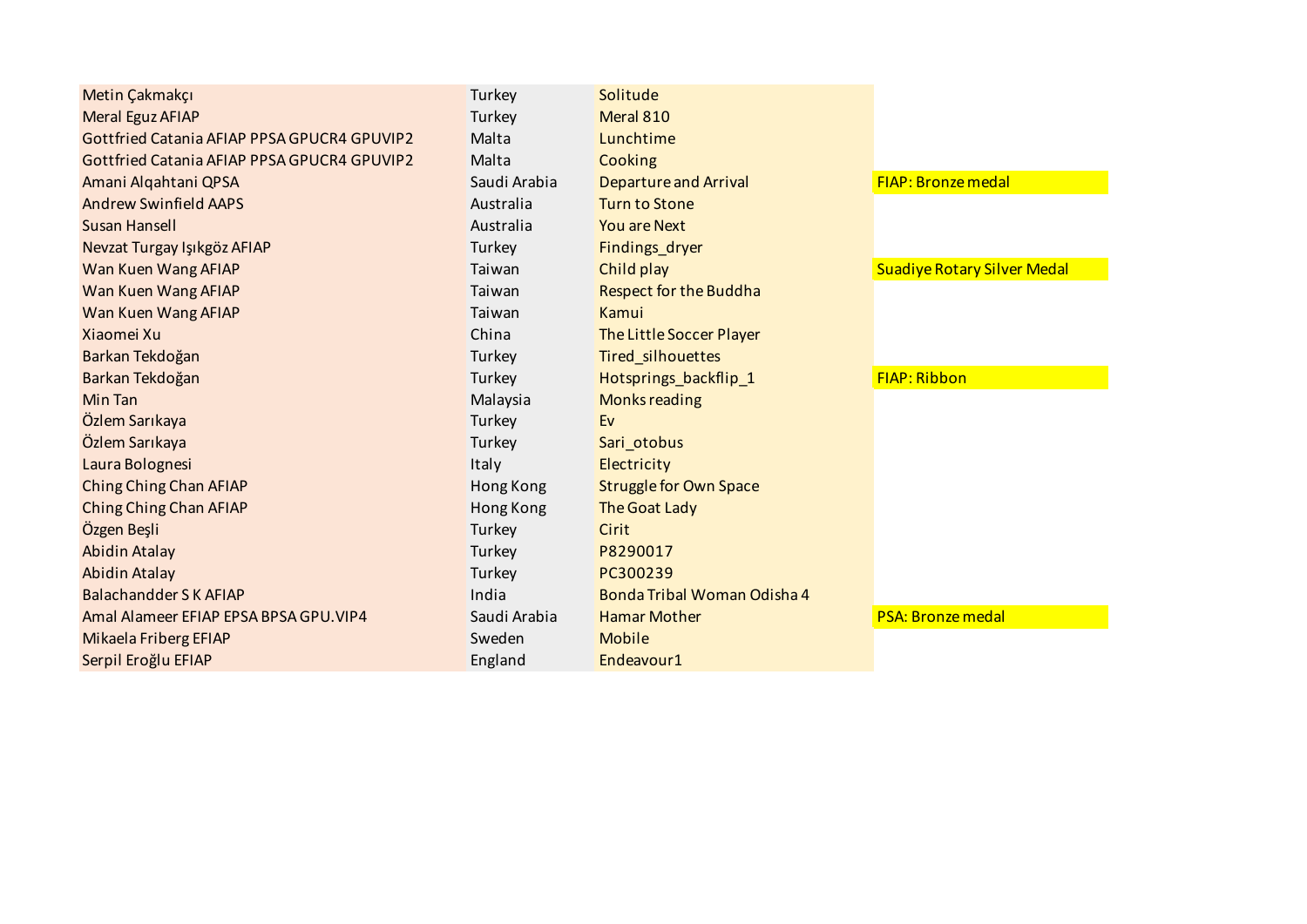| | | | |
|---|---|---|---|
| Metin Çakmakçı | Turkey | Solitude | |
| Meral Eguz AFIAP | Turkey | Meral 810 | |
| Gottfried Catania AFIAP PPSA GPUCR4 GPUVIP2 | Malta | Lunchtime | |
| Gottfried Catania AFIAP PPSA GPUCR4 GPUVIP2 | Malta | Cooking | |
| Amani Alqahtani QPSA | Saudi Arabia | Departure and Arrival | FIAP: Bronze medal |
| Andrew Swinfield AAPS | Australia | Turn to Stone | |
| Susan Hansell | Australia | You are Next | |
| Nevzat Turgay Işıkgöz AFIAP | Turkey | Findings_dryer | |
| Wan Kuen Wang AFIAP | Taiwan | Child play | Suadiye Rotary Silver Medal |
| Wan Kuen Wang AFIAP | Taiwan | Respect for the Buddha | |
| Wan Kuen Wang AFIAP | Taiwan | Kamui | |
| Xiaomei Xu | China | The Little Soccer Player | |
| Barkan Tekdoğan | Turkey | Tired_silhouettes | |
| Barkan Tekdoğan | Turkey | Hotsprings_backflip_1 | FIAP: Ribbon |
| Min Tan | Malaysia | Monks reading | |
| Özlem Sarıkaya | Turkey | Ev | |
| Özlem Sarıkaya | Turkey | Sari_otobus | |
| Laura Bolognesi | Italy | Electricity | |
| Ching Ching Chan AFIAP | Hong Kong | Struggle for Own Space | |
| Ching Ching Chan AFIAP | Hong Kong | The Goat Lady | |
| Özgen Beşli | Turkey | Cirit | |
| Abidin Atalay | Turkey | P8290017 | |
| Abidin Atalay | Turkey | PC300239 | |
| Balachandder S K AFIAP | India | Bonda Tribal Woman Odisha 4 | |
| Amal Alameer EFIAP EPSA BPSA GPU.VIP4 | Saudi Arabia | Hamar Mother | PSA: Bronze medal |
| Mikaela Friberg EFIAP | Sweden | Mobile | |
| Serpil Eroğlu EFIAP | England | Endeavour1 | |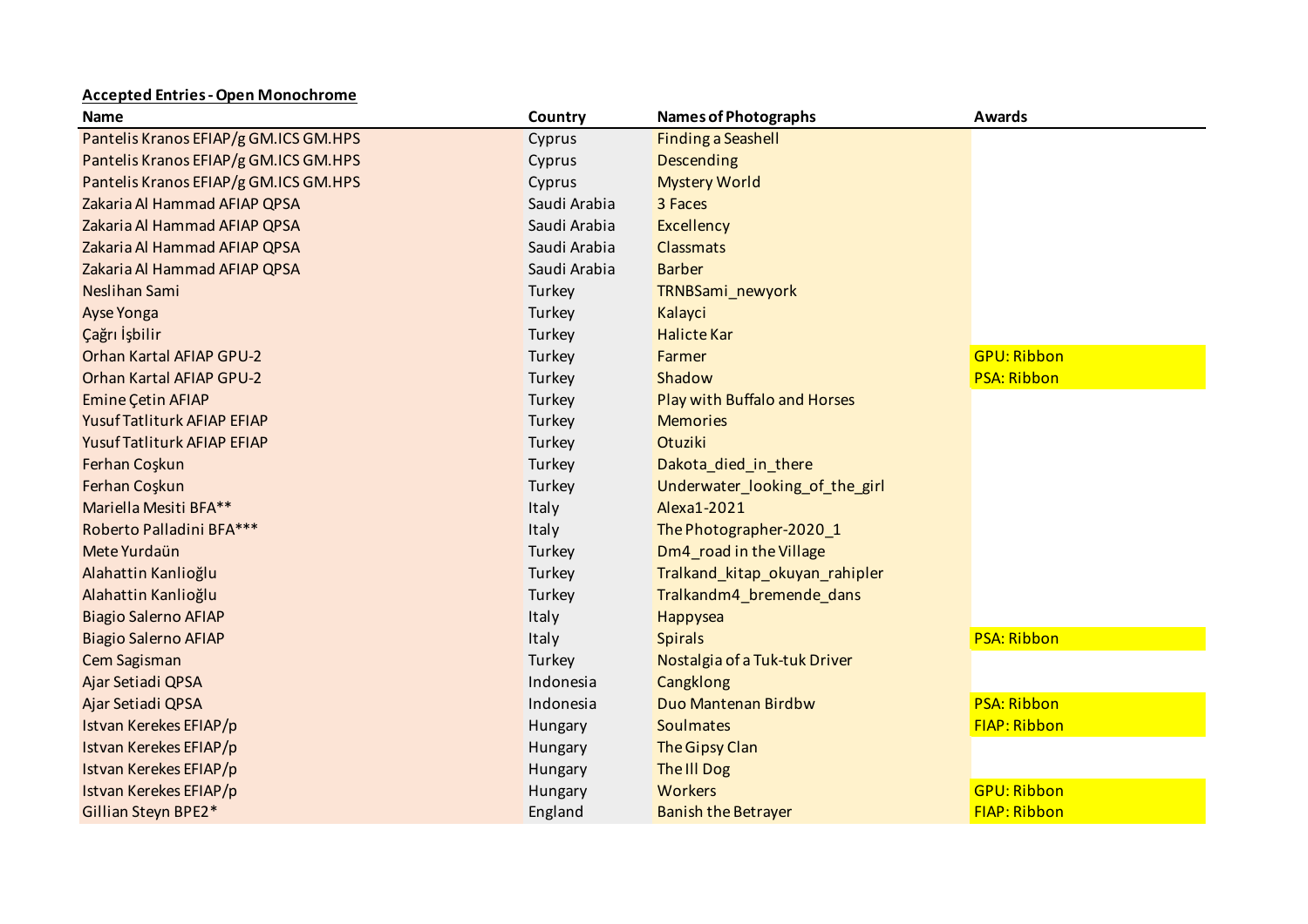**Accepted Entries - Open Monochrome**

| Name | Country | Names of Photographs | Awards |
|---|---|---|---|
| Pantelis Kranos EFIAP/g GM.ICS GM.HPS | Cyprus | Finding a Seashell | |
| Pantelis Kranos EFIAP/g GM.ICS GM.HPS | Cyprus | Descending | |
| Pantelis Kranos EFIAP/g GM.ICS GM.HPS | Cyprus | Mystery World | |
| Zakaria Al Hammad AFIAP QPSA | Saudi Arabia | 3 Faces | |
| Zakaria Al Hammad AFIAP QPSA | Saudi Arabia | Excellency | |
| Zakaria Al Hammad AFIAP QPSA | Saudi Arabia | Classmats | |
| Zakaria Al Hammad AFIAP QPSA | Saudi Arabia | Barber | |
| Neslihan Sami | Turkey | TRNBSami_newyork | |
| Ayse Yonga | Turkey | Kalayci | |
| Çağrı İşbilir | Turkey | Halicte Kar | |
| Orhan Kartal AFIAP GPU-2 | Turkey | Farmer | GPU: Ribbon |
| Orhan Kartal AFIAP GPU-2 | Turkey | Shadow | PSA: Ribbon |
| Emine Çetin AFIAP | Turkey | Play with Buffalo and Horses | |
| Yusuf Tatliturk AFIAP EFIAP | Turkey | Memories | |
| Yusuf Tatliturk AFIAP EFIAP | Turkey | Otuziki | |
| Ferhan Coşkun | Turkey | Dakota_died_in_there | |
| Ferhan Coşkun | Turkey | Underwater_looking_of_the_girl | |
| Mariella Mesiti BFA** | Italy | Alexa1-2021 | |
| Roberto Palladini BFA*** | Italy | The Photographer-2020_1 | |
| Mete Yurdaün | Turkey | Dm4_road in the Village | |
| Alahattin Kanlioğlu | Turkey | Tralkand_kitap_okuyan_rahipler | |
| Alahattin Kanlioğlu | Turkey | Tralkandm4_bremende_dans | |
| Biagio Salerno AFIAP | Italy | Happysea | |
| Biagio Salerno AFIAP | Italy | Spirals | PSA: Ribbon |
| Cem Sagisman | Turkey | Nostalgia of a Tuk-tuk Driver | |
| Ajar Setiadi QPSA | Indonesia | Cangklong | |
| Ajar Setiadi QPSA | Indonesia | Duo Mantenan Birdbw | PSA: Ribbon |
| Istvan Kerekes EFIAP/p | Hungary | Soulmates | FIAP: Ribbon |
| Istvan Kerekes EFIAP/p | Hungary | The Gipsy Clan | |
| Istvan Kerekes EFIAP/p | Hungary | The Ill Dog | |
| Istvan Kerekes EFIAP/p | Hungary | Workers | GPU: Ribbon |
| Gillian Steyn BPE2* | England | Banish the Betrayer | FIAP: Ribbon |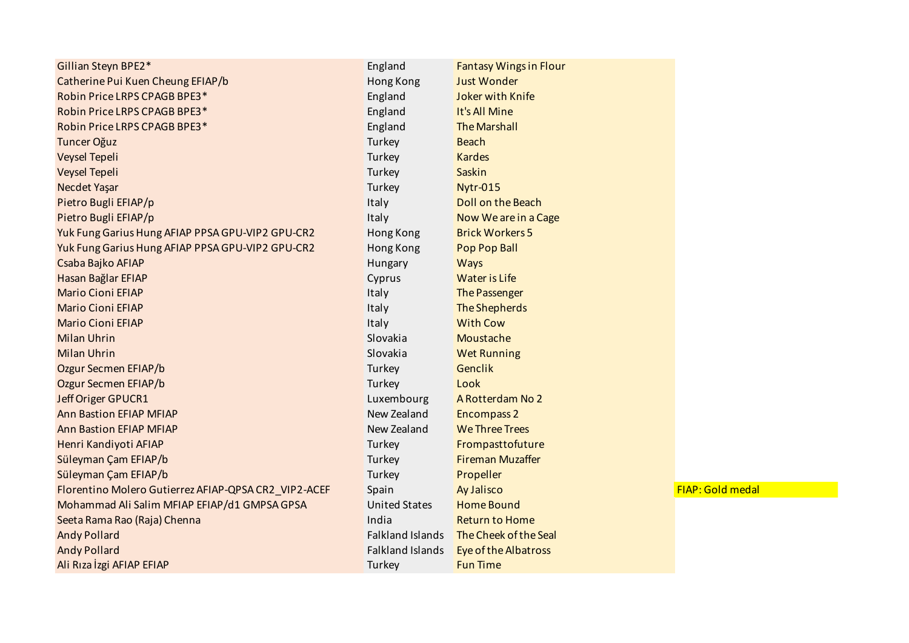| | | | |
|---|---|---|---|
| Gillian Steyn BPE2* | England | Fantasy Wings in Flour | |
| Catherine Pui Kuen Cheung EFIAP/b | Hong Kong | Just Wonder | |
| Robin Price LRPS CPAGB BPE3* | England | Joker with Knife | |
| Robin Price LRPS CPAGB BPE3* | England | It's All Mine | |
| Robin Price LRPS CPAGB BPE3* | England | The Marshall | |
| Tuncer Oğuz | Turkey | Beach | |
| Veysel Tepeli | Turkey | Kardes | |
| Veysel Tepeli | Turkey | Saskin | |
| Necdet Yaşar | Turkey | Nytr-015 | |
| Pietro Bugli EFIAP/p | Italy | Doll on the Beach | |
| Pietro Bugli EFIAP/p | Italy | Now We are in a Cage | |
| Yuk Fung Garius Hung AFIAP PPSA GPU-VIP2 GPU-CR2 | Hong Kong | Brick Workers 5 | |
| Yuk Fung Garius Hung AFIAP PPSA GPU-VIP2 GPU-CR2 | Hong Kong | Pop Pop Ball | |
| Csaba Bajko AFIAP | Hungary | Ways | |
| Hasan Bağlar EFIAP | Cyprus | Water is Life | |
| Mario Cioni EFIAP | Italy | The Passenger | |
| Mario Cioni EFIAP | Italy | The Shepherds | |
| Mario Cioni EFIAP | Italy | With Cow | |
| Milan Uhrin | Slovakia | Moustache | |
| Milan Uhrin | Slovakia | Wet Running | |
| Ozgur Secmen EFIAP/b | Turkey | Genclik | |
| Ozgur Secmen EFIAP/b | Turkey | Look | |
| Jeff Origer GPUCR1 | Luxembourg | A Rotterdam No 2 | |
| Ann Bastion EFIAP MFIAP | New Zealand | Encompass 2 | |
| Ann Bastion EFIAP MFIAP | New Zealand | We Three Trees | |
| Henri Kandiyoti AFIAP | Turkey | Frompasttofuture | |
| Süleyman Çam EFIAP/b | Turkey | Fireman Muzaffer | |
| Süleyman Çam EFIAP/b | Turkey | Propeller | |
| Florentino Molero Gutierrez AFIAP-QPSA CR2_VIP2-ACEF | Spain | Ay Jalisco | FIAP: Gold medal |
| Mohammad Ali Salim MFIAP EFIAP/d1 GMPSA GPSA | United States | Home Bound | |
| Seeta Rama Rao (Raja) Chenna | India | Return to Home | |
| Andy Pollard | Falkland Islands | The Cheek of the Seal | |
| Andy Pollard | Falkland Islands | Eye of the Albatross | |
| Ali Rıza İzgi AFIAP EFIAP | Turkey | Fun Time | |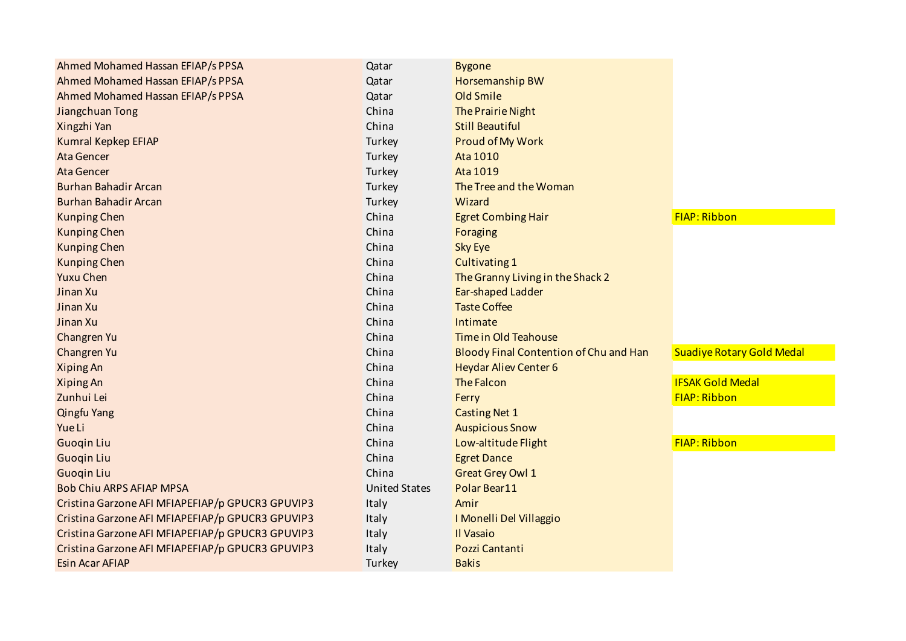| | | | |
|---|---|---|---|
| Ahmed Mohamed Hassan EFIAP/s PPSA | Qatar | Bygone | |
| Ahmed Mohamed Hassan EFIAP/s PPSA | Qatar | Horsemanship BW | |
| Ahmed Mohamed Hassan EFIAP/s PPSA | Qatar | Old Smile | |
| Jiangchuan Tong | China | The Prairie Night | |
| Xingzhi Yan | China | Still Beautiful | |
| Kumral Kepkep EFIAP | Turkey | Proud of My Work | |
| Ata Gencer | Turkey | Ata 1010 | |
| Ata Gencer | Turkey | Ata 1019 | |
| Burhan Bahadir Arcan | Turkey | The Tree and the Woman | |
| Burhan Bahadir Arcan | Turkey | Wizard | |
| Kunping Chen | China | Egret Combing Hair | FIAP: Ribbon |
| Kunping Chen | China | Foraging | |
| Kunping Chen | China | Sky Eye | |
| Kunping Chen | China | Cultivating 1 | |
| Yuxu Chen | China | The Granny Living in the Shack 2 | |
| Jinan Xu | China | Ear-shaped Ladder | |
| Jinan Xu | China | Taste Coffee | |
| Jinan Xu | China | Intimate | |
| Changren Yu | China | Time in Old Teahouse | |
| Changren Yu | China | Bloody Final Contention of Chu and Han | Suadiye Rotary Gold Medal |
| Xiping An | China | Heydar Aliev Center 6 | |
| Xiping An | China | The Falcon | IFSAK Gold Medal |
| Zunhui Lei | China | Ferry | FIAP: Ribbon |
| Qingfu Yang | China | Casting Net 1 | |
| Yue Li | China | Auspicious Snow | |
| Guoqin Liu | China | Low-altitude Flight | FIAP: Ribbon |
| Guoqin Liu | China | Egret Dance | |
| Guoqin Liu | China | Great Grey Owl 1 | |
| Bob Chiu ARPS AFIAP MPSA | United States | Polar Bear11 | |
| Cristina Garzone AFI MFIAPEFIAP/p GPUCR3 GPUVIP3 | Italy | Amir | |
| Cristina Garzone AFI MFIAPEFIAP/p GPUCR3 GPUVIP3 | Italy | I Monelli Del Villaggio | |
| Cristina Garzone AFI MFIAPEFIAP/p GPUCR3 GPUVIP3 | Italy | Il Vasaio | |
| Cristina Garzone AFI MFIAPEFIAP/p GPUCR3 GPUVIP3 | Italy | Pozzi Cantanti | |
| Esin Acar AFIAP | Turkey | Bakis | |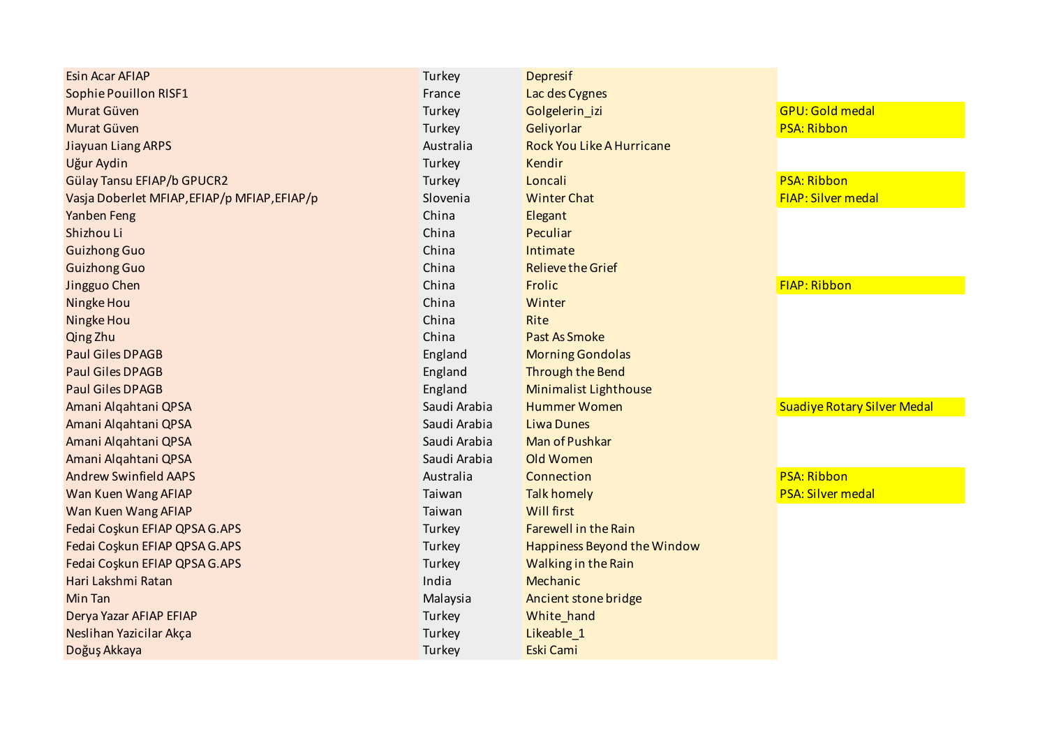| | | | |
|---|---|---|---|
| Esin Acar AFIAP | Turkey | Depresif | |
| Sophie Pouillon RISF1 | France | Lac des Cygnes | |
| Murat Güven | Turkey | Golgelerin_izi | GPU: Gold medal |
| Murat Güven | Turkey | Geliyorlar | PSA: Ribbon |
| Jiayuan Liang ARPS | Australia | Rock You Like A Hurricane | |
| Uğur Aydin | Turkey | Kendir | |
| Gülay Tansu EFIAP/b GPUCR2 | Turkey | Loncali | PSA: Ribbon |
| Vasja Doberlet MFIAP,EFIAP/p MFIAP,EFIAP/p | Slovenia | Winter Chat | FIAP: Silver medal |
| Yanben Feng | China | Elegant | |
| Shizhou Li | China | Peculiar | |
| Guizhong Guo | China | Intimate | |
| Guizhong Guo | China | Relieve the Grief | |
| Jingguo Chen | China | Frolic | FIAP: Ribbon |
| Ningke Hou | China | Winter | |
| Ningke Hou | China | Rite | |
| Qing Zhu | China | Past As Smoke | |
| Paul Giles DPAGB | England | Morning Gondolas | |
| Paul Giles DPAGB | England | Through the Bend | |
| Paul Giles DPAGB | England | Minimalist Lighthouse | |
| Amani Alqahtani QPSA | Saudi Arabia | Hummer Women | Suadiye Rotary Silver Medal |
| Amani Alqahtani QPSA | Saudi Arabia | Liwa Dunes | |
| Amani Alqahtani QPSA | Saudi Arabia | Man of Pushkar | |
| Amani Alqahtani QPSA | Saudi Arabia | Old Women | |
| Andrew Swinfield AAPS | Australia | Connection | PSA: Ribbon |
| Wan Kuen Wang AFIAP | Taiwan | Talk homely | PSA: Silver medal |
| Wan Kuen Wang AFIAP | Taiwan | Will first | |
| Fedai Coşkun EFIAP QPSA G.APS | Turkey | Farewell in the Rain | |
| Fedai Coşkun EFIAP QPSA G.APS | Turkey | Happiness Beyond the Window | |
| Fedai Coşkun EFIAP QPSA G.APS | Turkey | Walking in the Rain | |
| Hari Lakshmi Ratan | India | Mechanic | |
| Min Tan | Malaysia | Ancient stone bridge | |
| Derya Yazar AFIAP EFIAP | Turkey | White_hand | |
| Neslihan Yazicilar Akça | Turkey | Likeable_1 | |
| Doğuş Akkaya | Turkey | Eski Cami | |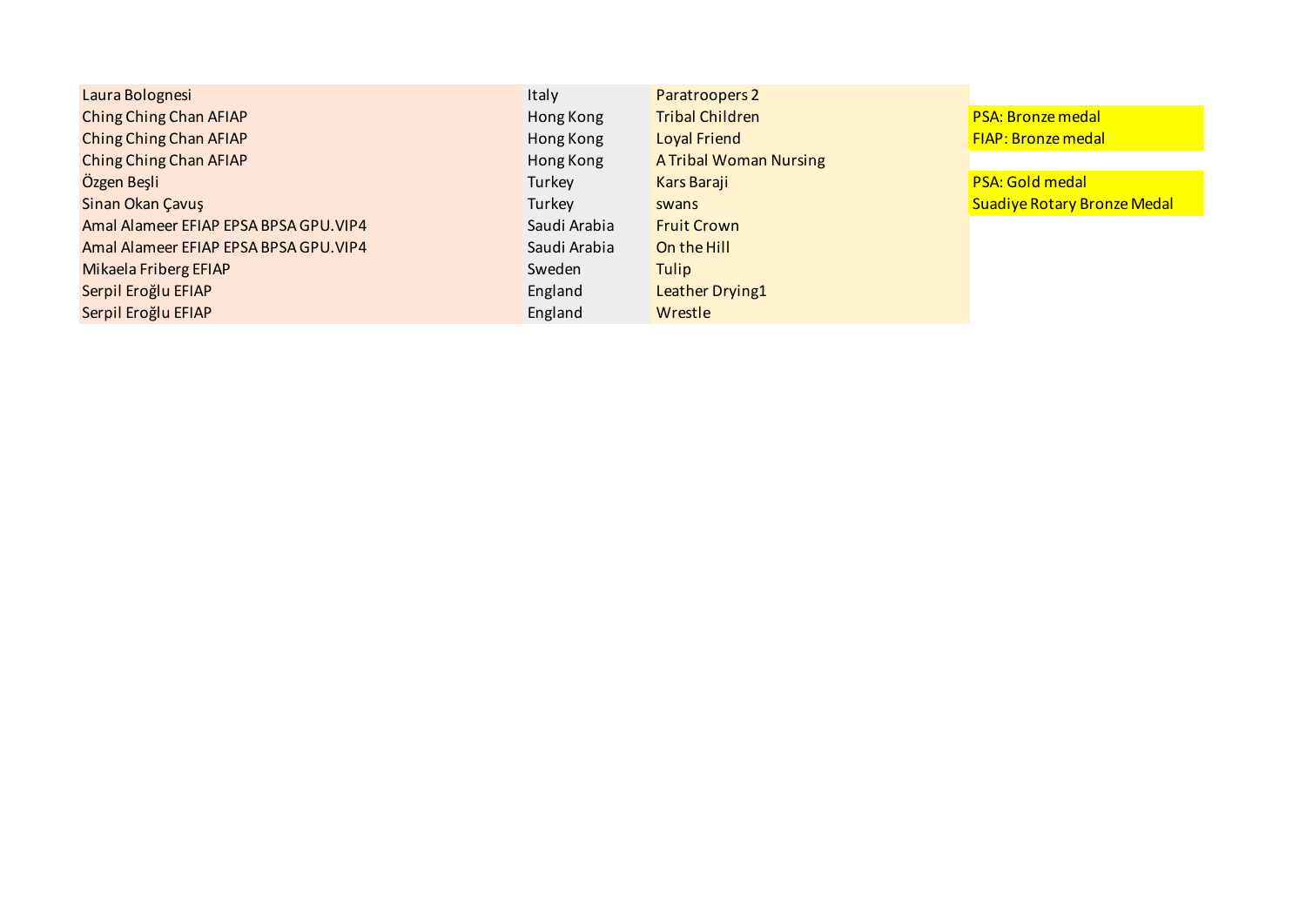| | | | |
|---|---|---|---|
| Laura Bolognesi | Italy | Paratroopers 2 | |
| Ching Ching Chan AFIAP | Hong Kong | Tribal Children | PSA: Bronze medal |
| Ching Ching Chan AFIAP | Hong Kong | Loyal Friend | FIAP: Bronze medal |
| Ching Ching Chan AFIAP | Hong Kong | A Tribal Woman Nursing | |
| Özgen Beşli | Turkey | Kars Baraji | PSA: Gold medal |
| Sinan Okan Çavuş | Turkey | swans | Suadiye Rotary Bronze Medal |
| Amal Alameer EFIAP EPSA BPSA GPU.VIP4 | Saudi Arabia | Fruit Crown | |
| Amal Alameer EFIAP EPSA BPSA GPU.VIP4 | Saudi Arabia | On the Hill | |
| Mikaela Friberg EFIAP | Sweden | Tulip | |
| Serpil Eroğlu EFIAP | England | Leather Drying1 | |
| Serpil Eroğlu EFIAP | England | Wrestle | |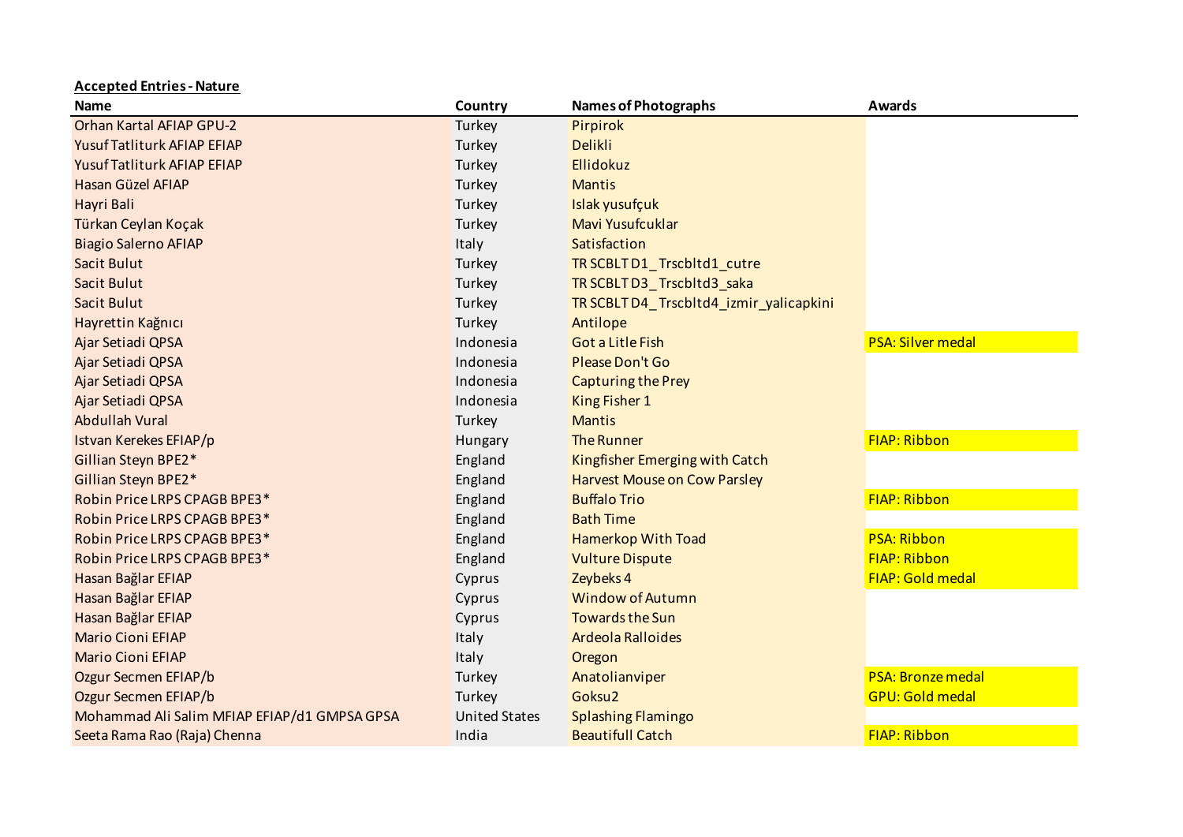**Accepted Entries - Nature**

| Name | Country | Names of Photographs | Awards |
|---|---|---|---|
| Orhan Kartal AFIAP GPU-2 | Turkey | Pirpirok | |
| Yusuf Tatliturk AFIAP EFIAP | Turkey | Delikli | |
| Yusuf Tatliturk AFIAP EFIAP | Turkey | Ellidokuz | |
| Hasan Güzel AFIAP | Turkey | Mantis | |
| Hayri Bali | Turkey | Islak yusufçuk | |
| Türkan Ceylan Koçak | Turkey | Mavi Yusufcuklar | |
| Biagio Salerno AFIAP | Italy | Satisfaction | |
| Sacit Bulut | Turkey | TR SCBLT D1_Trscbltd1_cutre | |
| Sacit Bulut | Turkey | TR SCBLT D3_Trscbltd3_saka | |
| Sacit Bulut | Turkey | TR SCBLT D4_Trscbltd4_izmir_yalicapkini | |
| Hayrettin Kağnıcı | Turkey | Antilope | |
| Ajar Setiadi QPSA | Indonesia | Got a Litle Fish | PSA: Silver medal |
| Ajar Setiadi QPSA | Indonesia | Please Don't Go | |
| Ajar Setiadi QPSA | Indonesia | Capturing the Prey | |
| Ajar Setiadi QPSA | Indonesia | King Fisher 1 | |
| Abdullah Vural | Turkey | Mantis | |
| Istvan Kerekes EFIAP/p | Hungary | The Runner | FIAP: Ribbon |
| Gillian Steyn BPE2* | England | Kingfisher Emerging with Catch | |
| Gillian Steyn BPE2* | England | Harvest Mouse on Cow Parsley | |
| Robin Price LRPS CPAGB BPE3* | England | Buffalo Trio | FIAP: Ribbon |
| Robin Price LRPS CPAGB BPE3* | England | Bath Time | |
| Robin Price LRPS CPAGB BPE3* | England | Hamerkop With Toad | PSA: Ribbon |
| Robin Price LRPS CPAGB BPE3* | England | Vulture Dispute | FIAP: Ribbon |
| Hasan Bağlar EFIAP | Cyprus | Zeybeks 4 | FIAP: Gold medal |
| Hasan Bağlar EFIAP | Cyprus | Window of Autumn | |
| Hasan Bağlar EFIAP | Cyprus | Towards the Sun | |
| Mario Cioni EFIAP | Italy | Ardeola Ralloides | |
| Mario Cioni EFIAP | Italy | Oregon | |
| Ozgur Secmen EFIAP/b | Turkey | Anatolianviper | PSA: Bronze medal |
| Ozgur Secmen EFIAP/b | Turkey | Goksu2 | GPU: Gold medal |
| Mohammad Ali Salim MFIAP EFIAP/d1 GMPSA GPSA | United States | Splashing Flamingo | |
| Seeta Rama Rao (Raja) Chenna | India | Beautifull Catch | FIAP: Ribbon |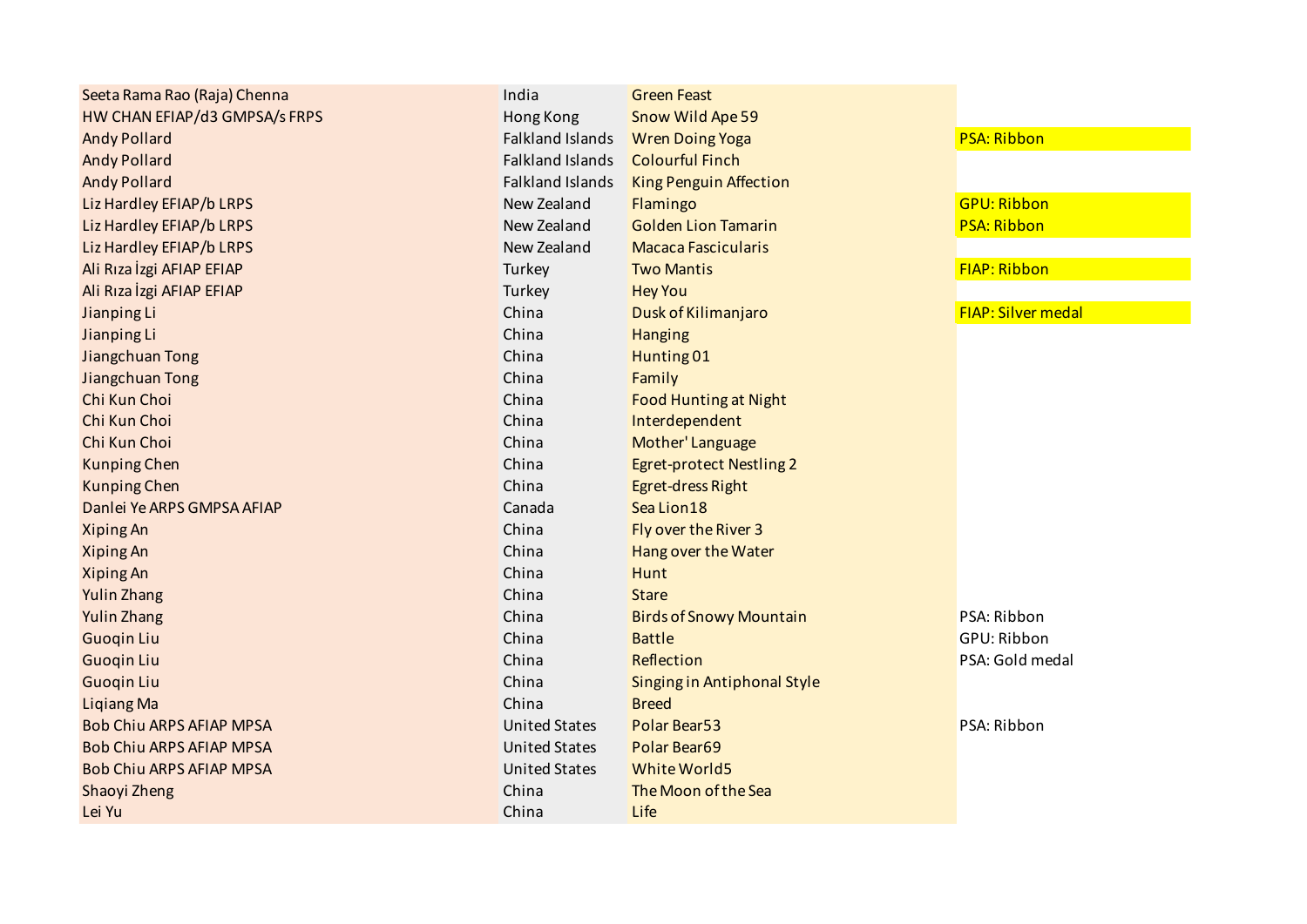| | | | |
|---|---|---|---|
| Seeta Rama Rao (Raja) Chenna | India | Green Feast | |
| HW CHAN EFIAP/d3 GMPSA/s FRPS | Hong Kong | Snow Wild Ape 59 | |
| Andy Pollard | Falkland Islands | Wren Doing Yoga | PSA: Ribbon |
| Andy Pollard | Falkland Islands | Colourful Finch | |
| Andy Pollard | Falkland Islands | King Penguin Affection | |
| Liz Hardley EFIAP/b LRPS | New Zealand | Flamingo | GPU: Ribbon |
| Liz Hardley EFIAP/b LRPS | New Zealand | Golden Lion Tamarin | PSA: Ribbon |
| Liz Hardley EFIAP/b LRPS | New Zealand | Macaca Fascicularis | |
| Ali Rıza İzgi AFIAP EFIAP | Turkey | Two Mantis | FIAP: Ribbon |
| Ali Rıza İzgi AFIAP EFIAP | Turkey | Hey You | |
| Jianping Li | China | Dusk of Kilimanjaro | FIAP: Silver medal |
| Jianping Li | China | Hanging | |
| Jiangchuan Tong | China | Hunting 01 | |
| Jiangchuan Tong | China | Family | |
| Chi Kun Choi | China | Food Hunting at Night | |
| Chi Kun Choi | China | Interdependent | |
| Chi Kun Choi | China | Mother' Language | |
| Kunping Chen | China | Egret-protect Nestling 2 | |
| Kunping Chen | China | Egret-dress Right | |
| Danlei Ye ARPS GMPSA AFIAP | Canada | Sea Lion18 | |
| Xiping An | China | Fly over the River 3 | |
| Xiping An | China | Hang over the Water | |
| Xiping An | China | Hunt | |
| Yulin Zhang | China | Stare | |
| Yulin Zhang | China | Birds of Snowy Mountain | PSA: Ribbon |
| Guoqin Liu | China | Battle | GPU: Ribbon |
| Guoqin Liu | China | Reflection | PSA: Gold medal |
| Guoqin Liu | China | Singing in Antiphonal Style | |
| Liqiang Ma | China | Breed | |
| Bob Chiu ARPS AFIAP MPSA | United States | Polar Bear53 | PSA: Ribbon |
| Bob Chiu ARPS AFIAP MPSA | United States | Polar Bear69 | |
| Bob Chiu ARPS AFIAP MPSA | United States | White World5 | |
| Shaoyi Zheng | China | The Moon of the Sea | |
| Lei Yu | China | Life | |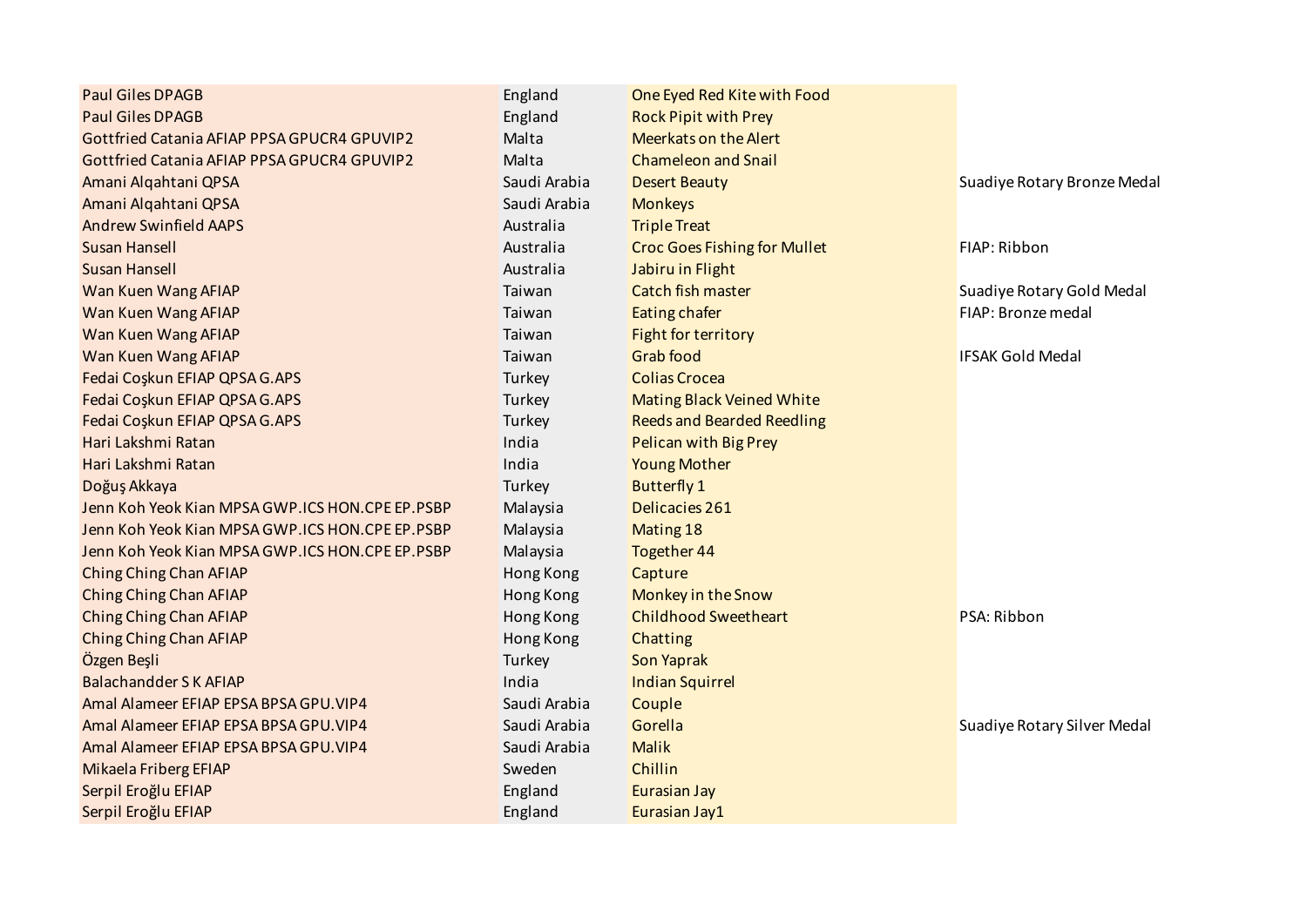| | | | |
|---|---|---|---|
| Paul Giles DPAGB | England | One Eyed Red Kite with Food | |
| Paul Giles DPAGB | England | Rock Pipit with Prey | |
| Gottfried Catania AFIAP PPSA GPUCR4 GPUVIP2 | Malta | Meerkats on the Alert | |
| Gottfried Catania AFIAP PPSA GPUCR4 GPUVIP2 | Malta | Chameleon and Snail | |
| Amani Alqahtani QPSA | Saudi Arabia | Desert Beauty | Suadiye Rotary Bronze Medal |
| Amani Alqahtani QPSA | Saudi Arabia | Monkeys | |
| Andrew Swinfield AAPS | Australia | Triple Treat | |
| Susan Hansell | Australia | Croc Goes Fishing for Mullet | FIAP: Ribbon |
| Susan Hansell | Australia | Jabiru in Flight | |
| Wan Kuen Wang AFIAP | Taiwan | Catch fish master | Suadiye Rotary Gold Medal |
| Wan Kuen Wang AFIAP | Taiwan | Eating chafer | FIAP: Bronze medal |
| Wan Kuen Wang AFIAP | Taiwan | Fight for territory | |
| Wan Kuen Wang AFIAP | Taiwan | Grab food | IFSAK Gold Medal |
| Fedai Coşkun EFIAP QPSA G.APS | Turkey | Colias Crocea | |
| Fedai Coşkun EFIAP QPSA G.APS | Turkey | Mating Black Veined White | |
| Fedai Coşkun EFIAP QPSA G.APS | Turkey | Reeds and Bearded Reedling | |
| Hari Lakshmi Ratan | India | Pelican with Big Prey | |
| Hari Lakshmi Ratan | India | Young Mother | |
| Doğuş Akkaya | Turkey | Butterfly 1 | |
| Jenn Koh Yeok Kian MPSA GWP.ICS HON.CPE EP.PSBP | Malaysia | Delicacies 261 | |
| Jenn Koh Yeok Kian MPSA GWP.ICS HON.CPE EP.PSBP | Malaysia | Mating 18 | |
| Jenn Koh Yeok Kian MPSA GWP.ICS HON.CPE EP.PSBP | Malaysia | Together 44 | |
| Ching Ching Chan AFIAP | Hong Kong | Capture | |
| Ching Ching Chan AFIAP | Hong Kong | Monkey in the Snow | |
| Ching Ching Chan AFIAP | Hong Kong | Childhood Sweetheart | PSA: Ribbon |
| Ching Ching Chan AFIAP | Hong Kong | Chatting | |
| Özgen Beşli | Turkey | Son Yaprak | |
| Balachandder S K AFIAP | India | Indian Squirrel | |
| Amal Alameer EFIAP EPSA BPSA GPU.VIP4 | Saudi Arabia | Couple | |
| Amal Alameer EFIAP EPSA BPSA GPU.VIP4 | Saudi Arabia | Gorella | Suadiye Rotary Silver Medal |
| Amal Alameer EFIAP EPSA BPSA GPU.VIP4 | Saudi Arabia | Malik | |
| Mikaela Friberg EFIAP | Sweden | Chillin | |
| Serpil Eroğlu EFIAP | England | Eurasian Jay | |
| Serpil Eroğlu EFIAP | England | Eurasian Jay1 | |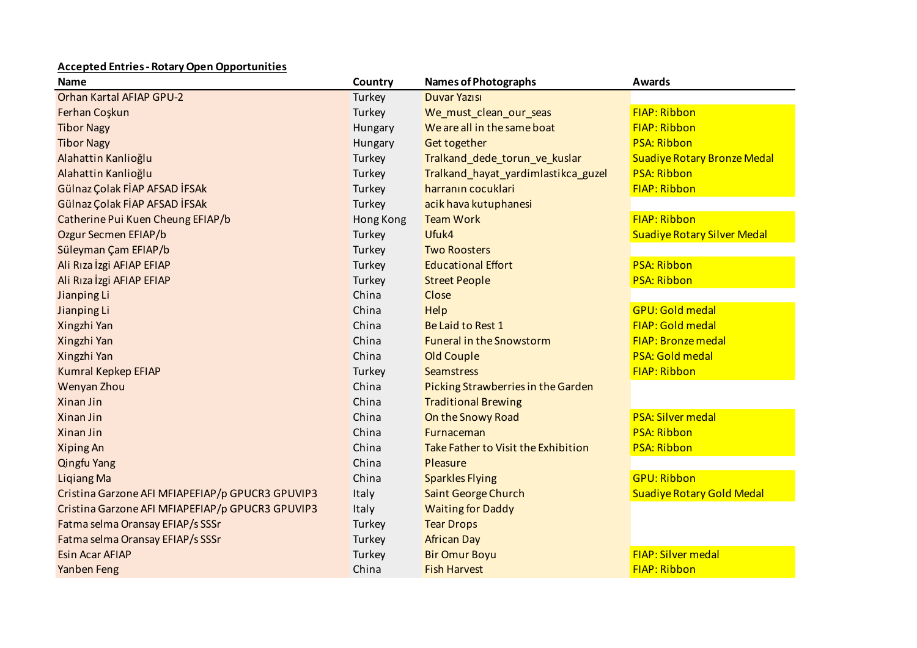**Accepted Entries - Rotary Open Opportunities**

| Name | Country | Names of Photographs | Awards |
|---|---|---|---|
| Orhan Kartal AFIAP GPU-2 | Turkey | Duvar Yazısı | |
| Ferhan Coşkun | Turkey | We_must_clean_our_seas | FIAP: Ribbon |
| Tibor Nagy | Hungary | We are all in the same boat | FIAP: Ribbon |
| Tibor Nagy | Hungary | Get together | PSA: Ribbon |
| Alahattin Kanlioğlu | Turkey | Tralkand_dede_torun_ve_kuslar | Suadiye Rotary Bronze Medal |
| Alahattin Kanlioğlu | Turkey | Tralkand_hayat_yardimlastikca_guzel | PSA: Ribbon |
| Gülnaz Çolak FİAP AFSAD İFSAk | Turkey | harranın cocuklari | FIAP: Ribbon |
| Gülnaz Çolak FİAP AFSAD İFSAk | Turkey | acik hava kutuphanesi | |
| Catherine Pui Kuen Cheung EFIAP/b | Hong Kong | Team Work | FIAP: Ribbon |
| Ozgur Secmen EFIAP/b | Turkey | Ufuk4 | Suadiye Rotary Silver Medal |
| Süleyman Çam EFIAP/b | Turkey | Two Roosters | |
| Ali Rıza İzgi AFIAP EFIAP | Turkey | Educational Effort | PSA: Ribbon |
| Ali Rıza İzgi AFIAP EFIAP | Turkey | Street People | PSA: Ribbon |
| Jianping Li | China | Close | |
| Jianping Li | China | Help | GPU: Gold medal |
| Xingzhi Yan | China | Be Laid to Rest 1 | FIAP: Gold medal |
| Xingzhi Yan | China | Funeral in the Snowstorm | FIAP: Bronze medal |
| Xingzhi Yan | China | Old Couple | PSA: Gold medal |
| Kumral Kepkep EFIAP | Turkey | Seamstress | FIAP: Ribbon |
| Wenyan Zhou | China | Picking Strawberries in the Garden | |
| Xinan Jin | China | Traditional Brewing | |
| Xinan Jin | China | On the Snowy Road | PSA: Silver medal |
| Xinan Jin | China | Furnaceman | PSA: Ribbon |
| Xiping An | China | Take Father to Visit the Exhibition | PSA: Ribbon |
| Qingfu Yang | China | Pleasure | |
| Liqiang Ma | China | Sparkles Flying | GPU: Ribbon |
| Cristina Garzone AFI MFIAPEFIAP/p GPUCR3 GPUVIP3 | Italy | Saint George Church | Suadiye Rotary Gold Medal |
| Cristina Garzone AFI MFIAPEFIAP/p GPUCR3 GPUVIP3 | Italy | Waiting for Daddy | |
| Fatma selma Oransay EFIAP/s SSSr | Turkey | Tear Drops | |
| Fatma selma Oransay EFIAP/s SSSr | Turkey | African Day | |
| Esin Acar AFIAP | Turkey | Bir Omur Boyu | FIAP: Silver medal |
| Yanben Feng | China | Fish Harvest | FIAP: Ribbon |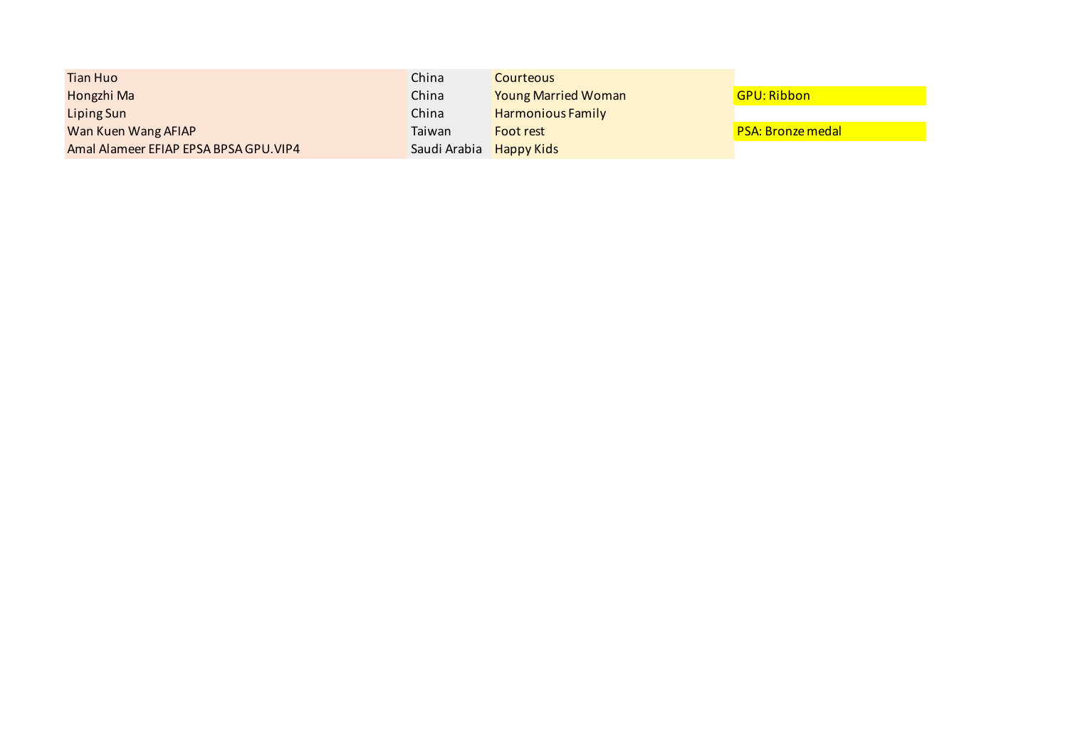| | | | |
|---|---|---|---|
| Tian Huo | China | Courteous | |
| Hongzhi Ma | China | Young Married Woman | GPU: Ribbon |
| Liping Sun | China | Harmonious Family | |
| Wan Kuen Wang AFIAP | Taiwan | Foot rest | PSA: Bronze medal |
| Amal Alameer EFIAP EPSA BPSA GPU.VIP4 | Saudi Arabia | Happy Kids | |